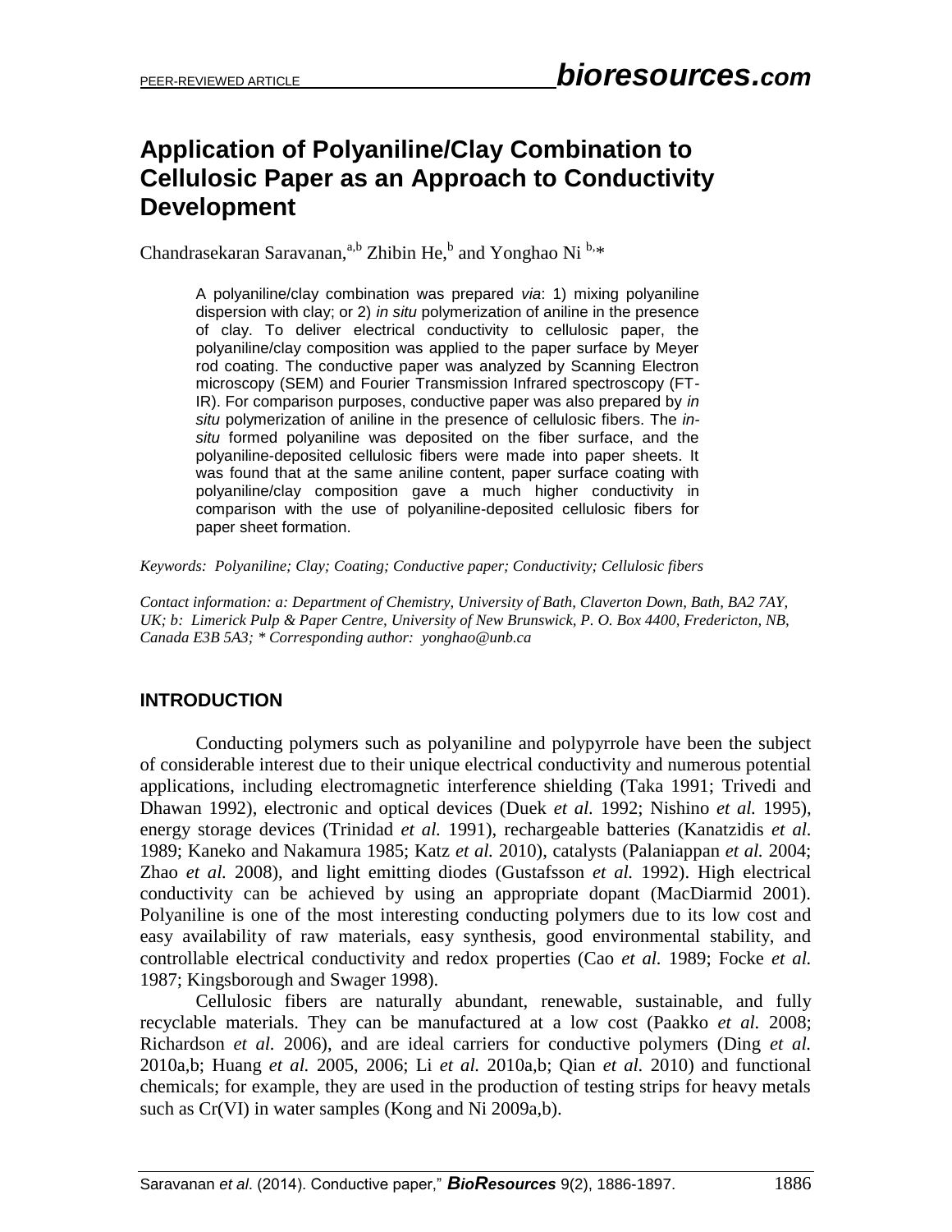# Application of Polyaniline/Clay Combination to Cellulosic Paper as an Approach to Conductivity Development

Chandrasekaran Saravanan,[a,b] Zhibin He,[b] and Yonghao Ni [b,*]

> A polyaniline/clay combination was prepared *via*: 1) mixing polyaniline dispersion with clay; or 2) *in situ* polymerization of aniline in the presence of clay. To deliver electrical conductivity to cellulosic paper, the polyaniline/clay composition was applied to the paper surface by Meyer rod coating. The conductive paper was analyzed by Scanning Electron microscopy (SEM) and Fourier Transmission Infrared spectroscopy (FT-IR). For comparison purposes, conductive paper was also prepared by *in situ* polymerization of aniline in the presence of cellulosic fibers. The *in-situ* formed polyaniline was deposited on the fiber surface, and the polyaniline-deposited cellulosic fibers were made into paper sheets. It was found that at the same aniline content, paper surface coating with polyaniline/clay composition gave a much higher conductivity in comparison with the use of polyaniline-deposited cellulosic fibers for paper sheet formation.

*Keywords: Polyaniline; Clay; Coating; Conductive paper; Conductivity; Cellulosic fibers*

*Contact information: a: Department of Chemistry, University of Bath, Claverton Down, Bath, BA2 7AY, UK; b: Limerick Pulp & Paper Centre, University of New Brunswick, P. O. Box 4400, Fredericton, NB, Canada E3B 5A3; * Corresponding author: yonghao@unb.ca*

## INTRODUCTION

Conducting polymers such as polyaniline and polypyrrole have been the subject of considerable interest due to their unique electrical conductivity and numerous potential applications, including electromagnetic interference shielding (Taka 1991; Trivedi and Dhawan 1992), electronic and optical devices (Duek *et al.* 1992; Nishino *et al.* 1995), energy storage devices (Trinidad *et al.* 1991), rechargeable batteries (Kanatzidis *et al.* 1989; Kaneko and Nakamura 1985; Katz *et al.* 2010), catalysts (Palaniappan *et al.* 2004; Zhao *et al.* 2008), and light emitting diodes (Gustafsson *et al.* 1992). High electrical conductivity can be achieved by using an appropriate dopant (MacDiarmid 2001). Polyaniline is one of the most interesting conducting polymers due to its low cost and easy availability of raw materials, easy synthesis, good environmental stability, and controllable electrical conductivity and redox properties (Cao *et al.* 1989; Focke *et al.* 1987; Kingsborough and Swager 1998).

Cellulosic fibers are naturally abundant, renewable, sustainable, and fully recyclable materials. They can be manufactured at a low cost (Paakko *et al.* 2008; Richardson *et al.* 2006), and are ideal carriers for conductive polymers (Ding *et al.* 2010a,b; Huang *et al.* 2005, 2006; Li *et al.* 2010a,b; Qian *et al.* 2010) and functional chemicals; for example, they are used in the production of testing strips for heavy metals such as Cr(VI) in water samples (Kong and Ni 2009a,b).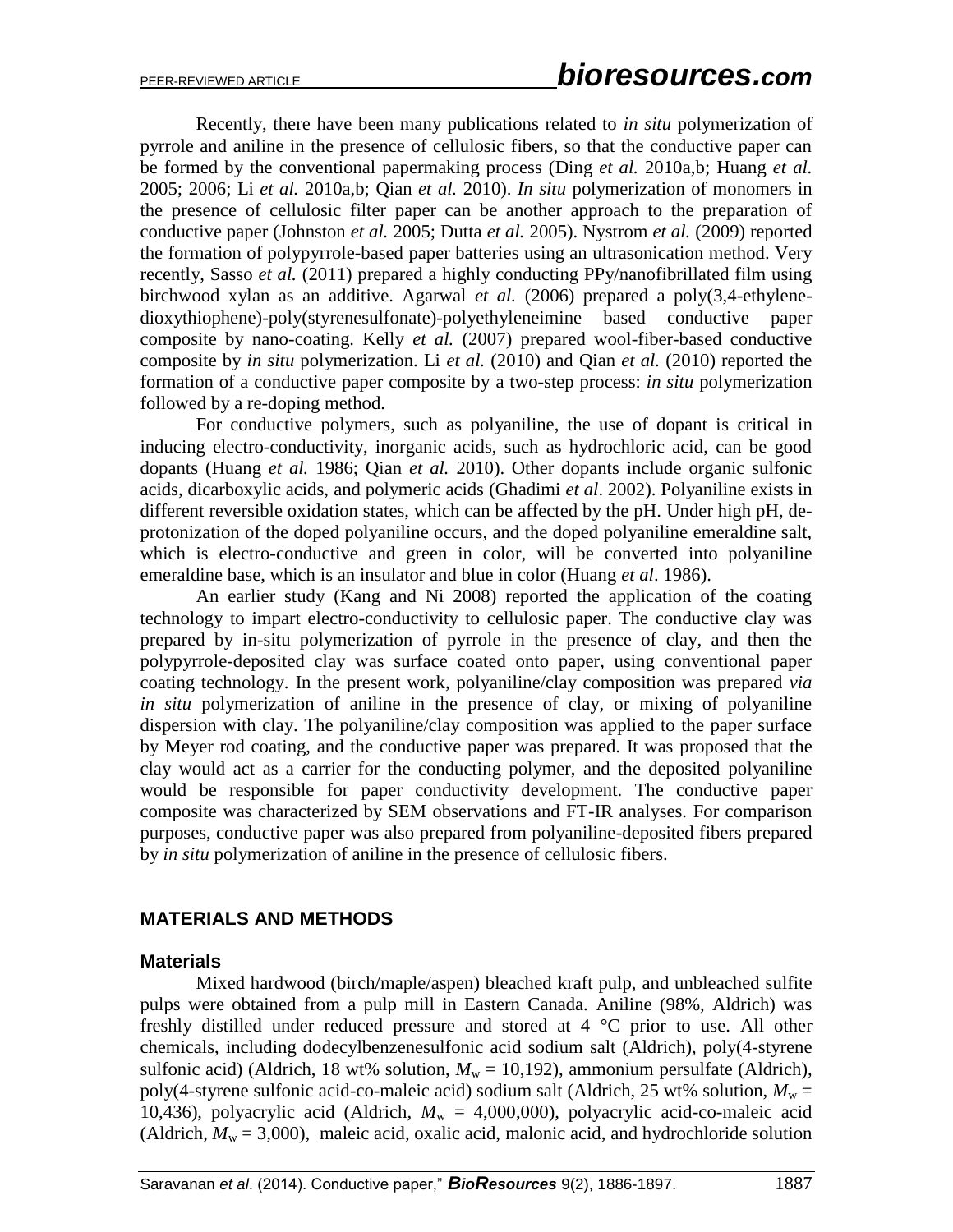Recently, there have been many publications related to *in situ* polymerization of pyrrole and aniline in the presence of cellulosic fibers, so that the conductive paper can be formed by the conventional papermaking process (Ding *et al.* 2010a,b; Huang *et al.* 2005; 2006; Li *et al.* 2010a,b; Qian *et al.* 2010). *In situ* polymerization of monomers in the presence of cellulosic filter paper can be another approach to the preparation of conductive paper (Johnston *et al.* 2005; Dutta *et al.* 2005). Nystrom *et al.* (2009) reported the formation of polypyrrole-based paper batteries using an ultrasonication method. Very recently, Sasso *et al.* (2011) prepared a highly conducting PPy/nanofibrillated film using birchwood xylan as an additive. Agarwal *et al.* (2006) prepared a poly(3,4-ethylene-dioxythiophene)-poly(styrenesulfonate)-polyethyleneimine based conductive paper composite by nano-coating. Kelly *et al.* (2007) prepared wool-fiber-based conductive composite by *in situ* polymerization. Li *et al.* (2010) and Qian *et al.* (2010) reported the formation of a conductive paper composite by a two-step process: *in situ* polymerization followed by a re-doping method.

For conductive polymers, such as polyaniline, the use of dopant is critical in inducing electro-conductivity, inorganic acids, such as hydrochloric acid, can be good dopants (Huang *et al.* 1986; Qian *et al.* 2010). Other dopants include organic sulfonic acids, dicarboxylic acids, and polymeric acids (Ghadimi *et al*. 2002). Polyaniline exists in different reversible oxidation states, which can be affected by the pH. Under high pH, de-protonization of the doped polyaniline occurs, and the doped polyaniline emeraldine salt, which is electro-conductive and green in color, will be converted into polyaniline emeraldine base, which is an insulator and blue in color (Huang *et al*. 1986).

An earlier study (Kang and Ni 2008) reported the application of the coating technology to impart electro-conductivity to cellulosic paper. The conductive clay was prepared by in-situ polymerization of pyrrole in the presence of clay, and then the polypyrrole-deposited clay was surface coated onto paper, using conventional paper coating technology. In the present work, polyaniline/clay composition was prepared *via in situ* polymerization of aniline in the presence of clay, or mixing of polyaniline dispersion with clay. The polyaniline/clay composition was applied to the paper surface by Meyer rod coating, and the conductive paper was prepared. It was proposed that the clay would act as a carrier for the conducting polymer, and the deposited polyaniline would be responsible for paper conductivity development. The conductive paper composite was characterized by SEM observations and FT-IR analyses. For comparison purposes, conductive paper was also prepared from polyaniline-deposited fibers prepared by *in situ* polymerization of aniline in the presence of cellulosic fibers.

## MATERIALS AND METHODS

### Materials

Mixed hardwood (birch/maple/aspen) bleached kraft pulp, and unbleached sulfite pulps were obtained from a pulp mill in Eastern Canada. Aniline (98%, Aldrich) was freshly distilled under reduced pressure and stored at 4 °C prior to use. All other chemicals, including dodecylbenzenesulfonic acid sodium salt (Aldrich), poly(4-styrene sulfonic acid) (Aldrich, 18 wt% solution, $M_w$ = 10,192), ammonium persulfate (Aldrich), poly(4-styrene sulfonic acid-co-maleic acid) sodium salt (Aldrich, 25 wt% solution, $M_w$ = 10,436), polyacrylic acid (Aldrich, $M_w$ = 4,000,000), polyacrylic acid-co-maleic acid (Aldrich, $M_w$ = 3,000), maleic acid, oxalic acid, malonic acid, and hydrochloride solution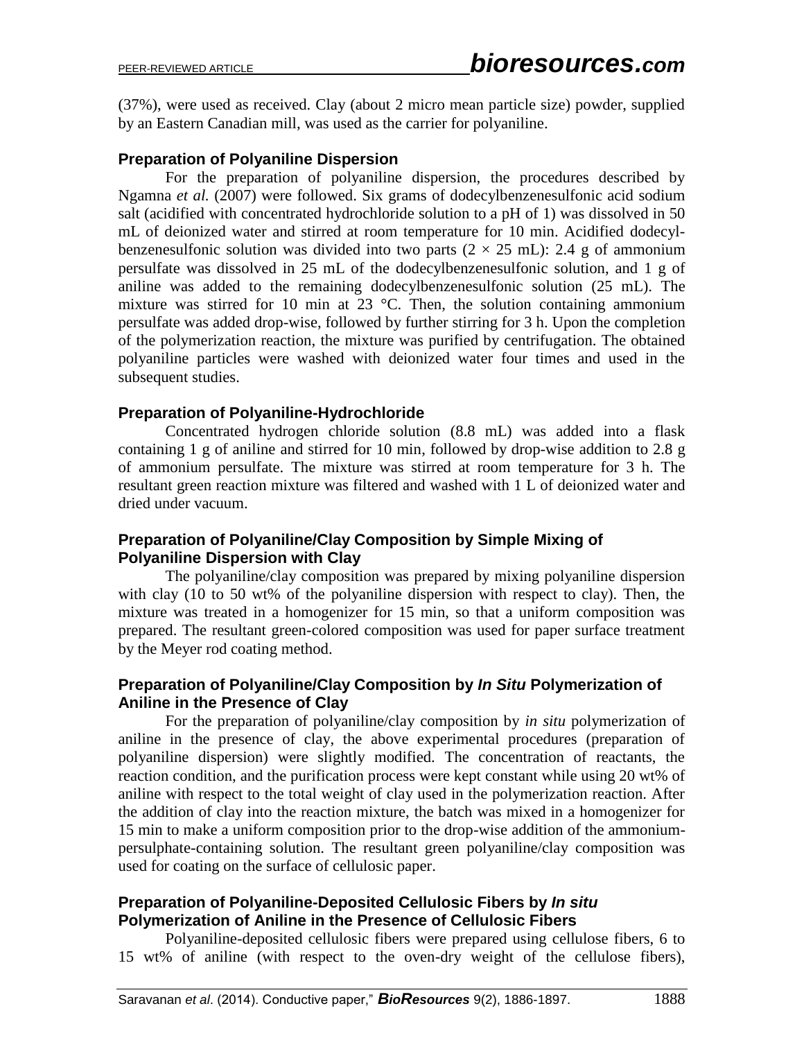(37%), were used as received. Clay (about 2 micro mean particle size) powder, supplied by an Eastern Canadian mill, was used as the carrier for polyaniline.

### Preparation of Polyaniline Dispersion

For the preparation of polyaniline dispersion, the procedures described by Ngamna *et al.* (2007) were followed. Six grams of dodecylbenzenesulfonic acid sodium salt (acidified with concentrated hydrochloride solution to a pH of 1) was dissolved in 50 mL of deionized water and stirred at room temperature for 10 min. Acidified dodecylbenzenesulfonic solution was divided into two parts ($2 \times 25$ mL): 2.4 g of ammonium persulfate was dissolved in 25 mL of the dodecylbenzenesulfonic solution, and 1 g of aniline was added to the remaining dodecylbenzenesulfonic solution (25 mL). The mixture was stirred for 10 min at 23 °C. Then, the solution containing ammonium persulfate was added drop-wise, followed by further stirring for 3 h. Upon the completion of the polymerization reaction, the mixture was purified by centrifugation. The obtained polyaniline particles were washed with deionized water four times and used in the subsequent studies.

### Preparation of Polyaniline-Hydrochloride

Concentrated hydrogen chloride solution (8.8 mL) was added into a flask containing 1 g of aniline and stirred for 10 min, followed by drop-wise addition to 2.8 g of ammonium persulfate. The mixture was stirred at room temperature for 3 h. The resultant green reaction mixture was filtered and washed with 1 L of deionized water and dried under vacuum.

### Preparation of Polyaniline/Clay Composition by Simple Mixing of Polyaniline Dispersion with Clay

The polyaniline/clay composition was prepared by mixing polyaniline dispersion with clay (10 to 50 wt% of the polyaniline dispersion with respect to clay). Then, the mixture was treated in a homogenizer for 15 min, so that a uniform composition was prepared. The resultant green-colored composition was used for paper surface treatment by the Meyer rod coating method.

### Preparation of Polyaniline/Clay Composition by *In Situ* Polymerization of Aniline in the Presence of Clay

For the preparation of polyaniline/clay composition by *in situ* polymerization of aniline in the presence of clay, the above experimental procedures (preparation of polyaniline dispersion) were slightly modified. The concentration of reactants, the reaction condition, and the purification process were kept constant while using 20 wt% of aniline with respect to the total weight of clay used in the polymerization reaction. After the addition of clay into the reaction mixture, the batch was mixed in a homogenizer for 15 min to make a uniform composition prior to the drop-wise addition of the ammonium-persulphate-containing solution. The resultant green polyaniline/clay composition was used for coating on the surface of cellulosic paper.

### Preparation of Polyaniline-Deposited Cellulosic Fibers by *In situ* Polymerization of Aniline in the Presence of Cellulosic Fibers

Polyaniline-deposited cellulosic fibers were prepared using cellulose fibers, 6 to 15 wt% of aniline (with respect to the oven-dry weight of the cellulose fibers),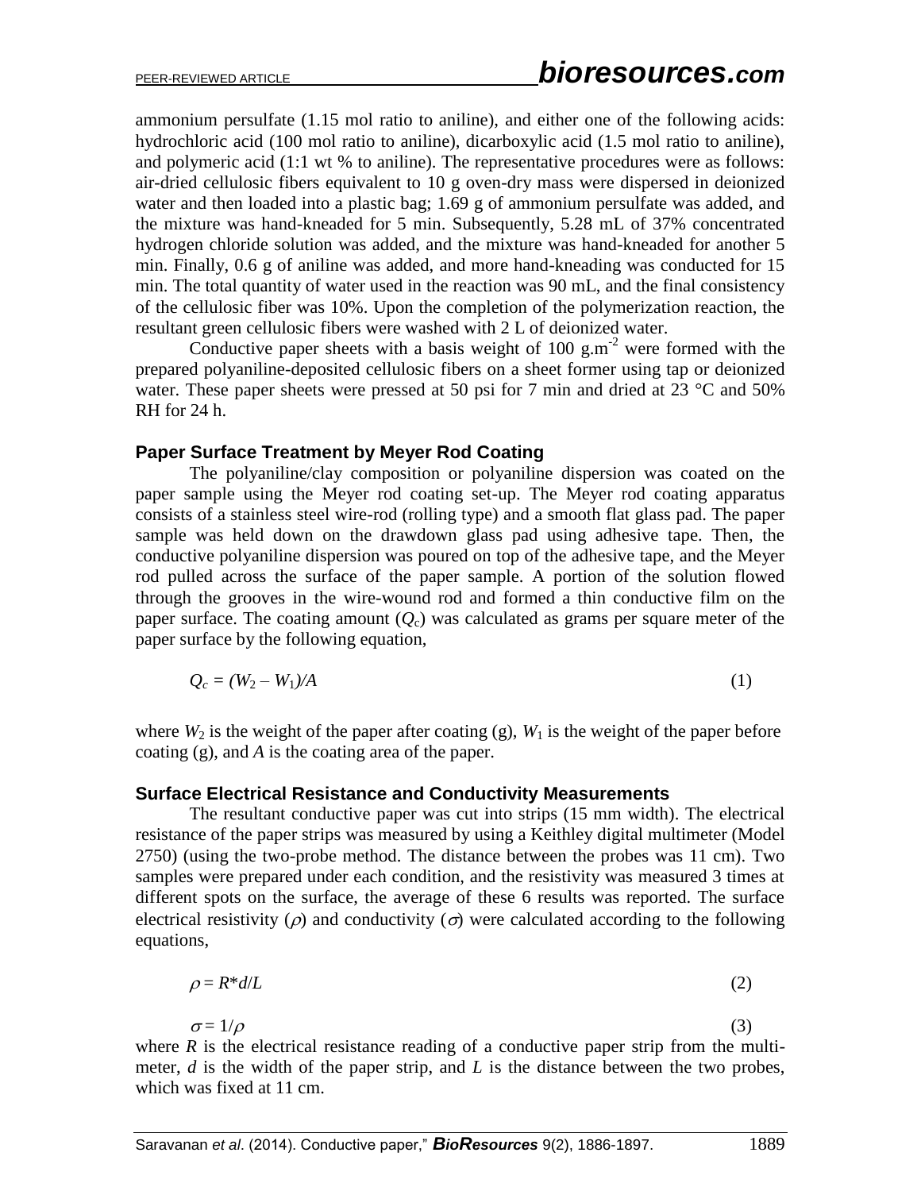ammonium persulfate (1.15 mol ratio to aniline), and either one of the following acids: hydrochloric acid (100 mol ratio to aniline), dicarboxylic acid (1.5 mol ratio to aniline), and polymeric acid (1:1 wt % to aniline). The representative procedures were as follows: air-dried cellulosic fibers equivalent to 10 g oven-dry mass were dispersed in deionized water and then loaded into a plastic bag; 1.69 g of ammonium persulfate was added, and the mixture was hand-kneaded for 5 min. Subsequently, 5.28 mL of 37% concentrated hydrogen chloride solution was added, and the mixture was hand-kneaded for another 5 min. Finally, 0.6 g of aniline was added, and more hand-kneading was conducted for 15 min. The total quantity of water used in the reaction was 90 mL, and the final consistency of the cellulosic fiber was 10%. Upon the completion of the polymerization reaction, the resultant green cellulosic fibers were washed with 2 L of deionized water.

Conductive paper sheets with a basis weight of 100 $g.m^{-2}$ were formed with the prepared polyaniline-deposited cellulosic fibers on a sheet former using tap or deionized water. These paper sheets were pressed at 50 psi for 7 min and dried at 23 °C and 50% RH for 24 h.

### Paper Surface Treatment by Meyer Rod Coating

The polyaniline/clay composition or polyaniline dispersion was coated on the paper sample using the Meyer rod coating set-up. The Meyer rod coating apparatus consists of a stainless steel wire-rod (rolling type) and a smooth flat glass pad. The paper sample was held down on the drawdown glass pad using adhesive tape. Then, the conductive polyaniline dispersion was poured on top of the adhesive tape, and the Meyer rod pulled across the surface of the paper sample. A portion of the solution flowed through the grooves in the wire-wound rod and formed a thin conductive film on the paper surface. The coating amount ($Q_c$) was calculated as grams per square meter of the paper surface by the following equation,

$$Q_c = (W_2 - W_1)/A \tag{1}$$

where $W_2$ is the weight of the paper after coating (g), $W_1$ is the weight of the paper before coating (g), and $A$ is the coating area of the paper.

### Surface Electrical Resistance and Conductivity Measurements

The resultant conductive paper was cut into strips (15 mm width). The electrical resistance of the paper strips was measured by using a Keithley digital multimeter (Model 2750) (using the two-probe method. The distance between the probes was 11 cm). Two samples were prepared under each condition, and the resistivity was measured 3 times at different spots on the surface, the average of these 6 results was reported. The surface electrical resistivity ($\rho$) and conductivity ($\sigma$) were calculated according to the following equations,

$$\rho = R*d/L \tag{2}$$

$$\sigma = 1/\rho \tag{3}$$

where $R$ is the electrical resistance reading of a conductive paper strip from the multi-meter, $d$ is the width of the paper strip, and $L$ is the distance between the two probes, which was fixed at 11 cm.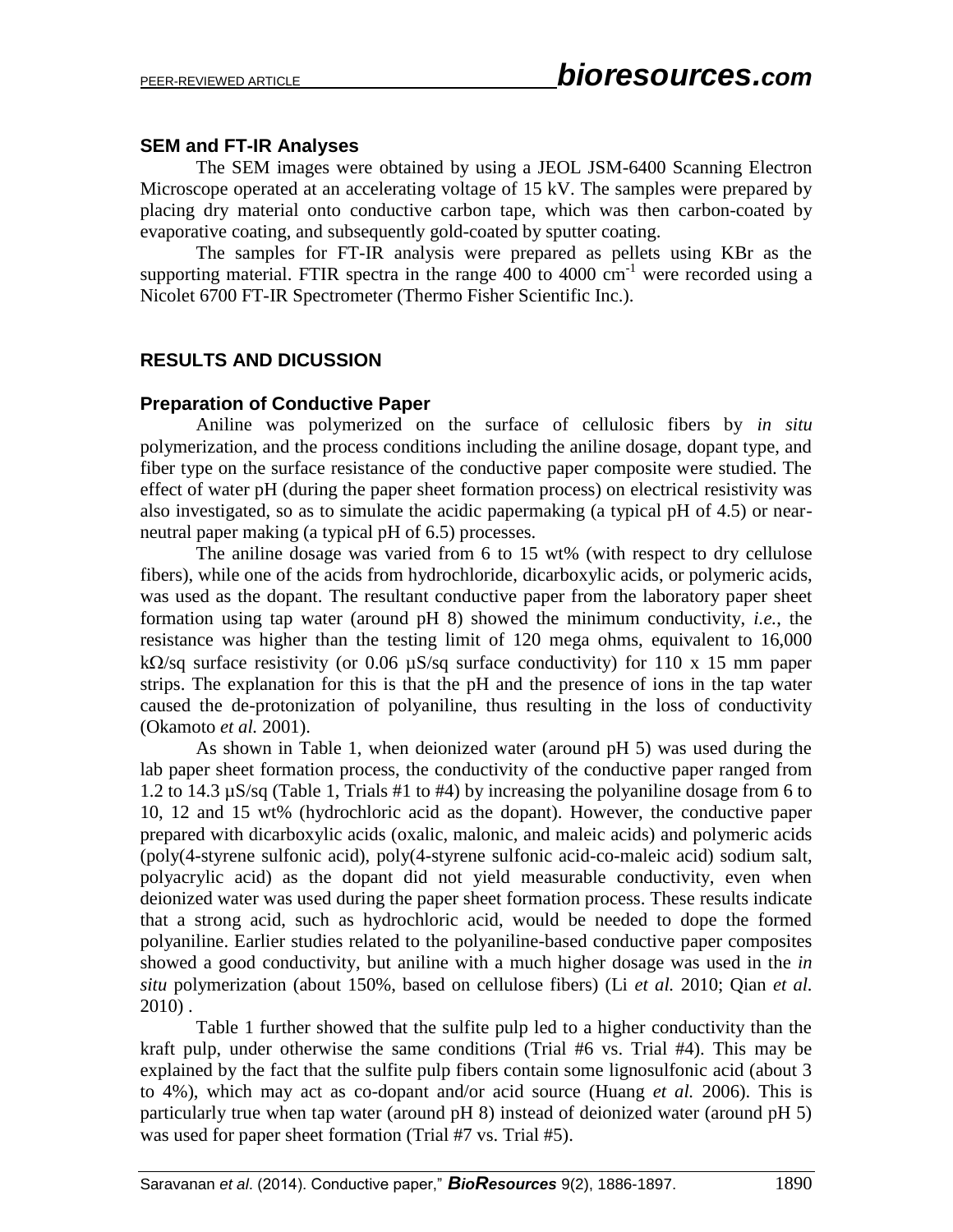### SEM and FT-IR Analyses

The SEM images were obtained by using a JEOL JSM-6400 Scanning Electron Microscope operated at an accelerating voltage of 15 kV. The samples were prepared by placing dry material onto conductive carbon tape, which was then carbon-coated by evaporative coating, and subsequently gold-coated by sputter coating.

The samples for FT-IR analysis were prepared as pellets using KBr as the supporting material. FTIR spectra in the range 400 to 4000 $cm^{-1}$ were recorded using a Nicolet 6700 FT-IR Spectrometer (Thermo Fisher Scientific Inc.).

## RESULTS AND DICUSSION

### Preparation of Conductive Paper

Aniline was polymerized on the surface of cellulosic fibers by *in situ* polymerization, and the process conditions including the aniline dosage, dopant type, and fiber type on the surface resistance of the conductive paper composite were studied. The effect of water pH (during the paper sheet formation process) on electrical resistivity was also investigated, so as to simulate the acidic papermaking (a typical pH of 4.5) or near-neutral paper making (a typical pH of 6.5) processes.

The aniline dosage was varied from 6 to 15 wt% (with respect to dry cellulose fibers), while one of the acids from hydrochloride, dicarboxylic acids, or polymeric acids, was used as the dopant. The resultant conductive paper from the laboratory paper sheet formation using tap water (around pH 8) showed the minimum conductivity, *i.e.*, the resistance was higher than the testing limit of 120 mega ohms, equivalent to 16,000 kΩ/sq surface resistivity (or 0.06 µS/sq surface conductivity) for 110 x 15 mm paper strips. The explanation for this is that the pH and the presence of ions in the tap water caused the de-protonization of polyaniline, thus resulting in the loss of conductivity (Okamoto *et al.* 2001).

As shown in Table 1, when deionized water (around pH 5) was used during the lab paper sheet formation process, the conductivity of the conductive paper ranged from 1.2 to 14.3 µS/sq (Table 1, Trials #1 to #4) by increasing the polyaniline dosage from 6 to 10, 12 and 15 wt% (hydrochloric acid as the dopant). However, the conductive paper prepared with dicarboxylic acids (oxalic, malonic, and maleic acids) and polymeric acids (poly(4-styrene sulfonic acid), poly(4-styrene sulfonic acid-co-maleic acid) sodium salt, polyacrylic acid) as the dopant did not yield measurable conductivity, even when deionized water was used during the paper sheet formation process. These results indicate that a strong acid, such as hydrochloric acid, would be needed to dope the formed polyaniline. Earlier studies related to the polyaniline-based conductive paper composites showed a good conductivity, but aniline with a much higher dosage was used in the *in situ* polymerization (about 150%, based on cellulose fibers) (Li *et al.* 2010; Qian *et al.* 2010) .

Table 1 further showed that the sulfite pulp led to a higher conductivity than the kraft pulp, under otherwise the same conditions (Trial #6 vs. Trial #4). This may be explained by the fact that the sulfite pulp fibers contain some lignosulfonic acid (about 3 to 4%), which may act as co-dopant and/or acid source (Huang *et al.* 2006). This is particularly true when tap water (around pH 8) instead of deionized water (around pH 5) was used for paper sheet formation (Trial #7 vs. Trial #5).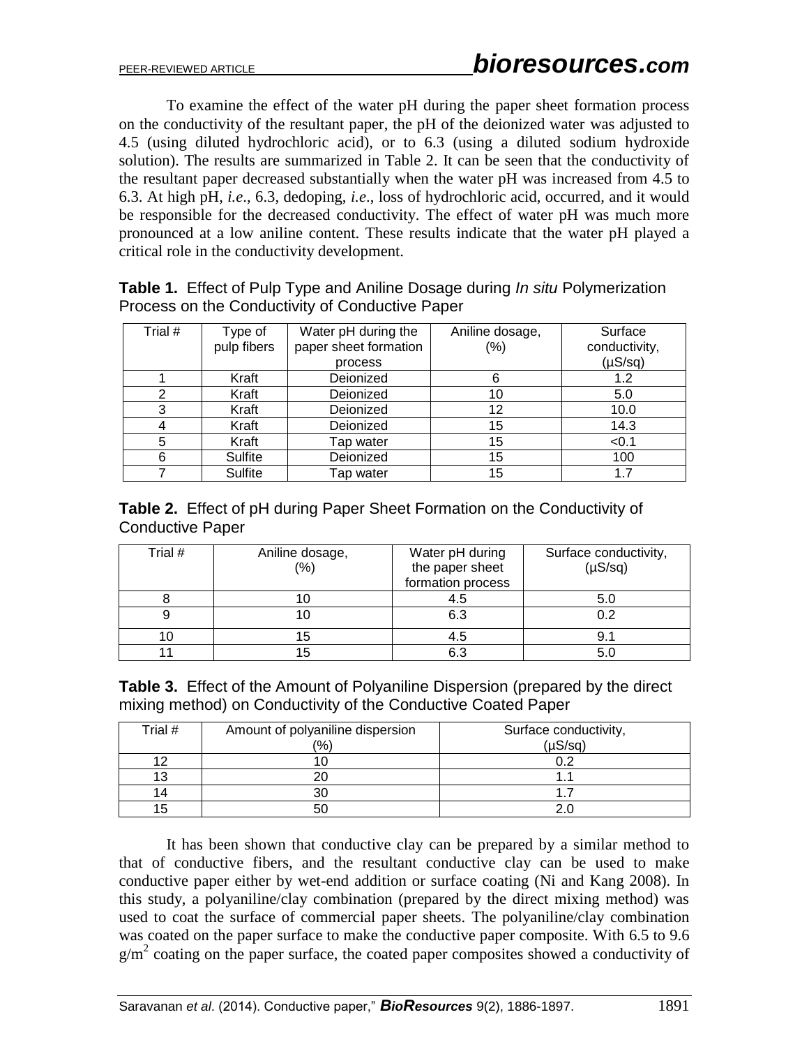To examine the effect of the water pH during the paper sheet formation process on the conductivity of the resultant paper, the pH of the deionized water was adjusted to 4.5 (using diluted hydrochloric acid), or to 6.3 (using a diluted sodium hydroxide solution). The results are summarized in Table 2. It can be seen that the conductivity of the resultant paper decreased substantially when the water pH was increased from 4.5 to 6.3. At high pH, *i.e*., 6.3, dedoping, *i.e*., loss of hydrochloric acid, occurred, and it would be responsible for the decreased conductivity. The effect of water pH was much more pronounced at a low aniline content. These results indicate that the water pH played a critical role in the conductivity development.

**Table 1.** Effect of Pulp Type and Aniline Dosage during *In situ* Polymerization Process on the Conductivity of Conductive Paper

| Trial # | Type of pulp fibers | Water pH during the paper sheet formation process | Aniline dosage, (%) | Surface conductivity, (µS/sq) |
|---|---|---|---|---|
| 1 | Kraft | Deionized | 6 | 1.2 |
| 2 | Kraft | Deionized | 10 | 5.0 |
| 3 | Kraft | Deionized | 12 | 10.0 |
| 4 | Kraft | Deionized | 15 | 14.3 |
| 5 | Kraft | Tap water | 15 | <0.1 |
| 6 | Sulfite | Deionized | 15 | 100 |
| 7 | Sulfite | Tap water | 15 | 1.7 |

**Table 2.** Effect of pH during Paper Sheet Formation on the Conductivity of Conductive Paper

| Trial # | Aniline dosage, (%) | Water pH during the paper sheet formation process | Surface conductivity, (µS/sq) |
|---|---|---|---|
| 8 | 10 | 4.5 | 5.0 |
| 9 | 10 | 6.3 | 0.2 |
| 10 | 15 | 4.5 | 9.1 |
| 11 | 15 | 6.3 | 5.0 |

**Table 3.** Effect of the Amount of Polyaniline Dispersion (prepared by the direct mixing method) on Conductivity of the Conductive Coated Paper

| Trial # | Amount of polyaniline dispersion (%) | Surface conductivity, (µS/sq) |
|---|---|---|
| 12 | 10 | 0.2 |
| 13 | 20 | 1.1 |
| 14 | 30 | 1.7 |
| 15 | 50 | 2.0 |

It has been shown that conductive clay can be prepared by a similar method to that of conductive fibers, and the resultant conductive clay can be used to make conductive paper either by wet-end addition or surface coating (Ni and Kang 2008). In this study, a polyaniline/clay combination (prepared by the direct mixing method) was used to coat the surface of commercial paper sheets. The polyaniline/clay combination was coated on the paper surface to make the conductive paper composite. With 6.5 to 9.6 $g/m^2$ coating on the paper surface, the coated paper composites showed a conductivity of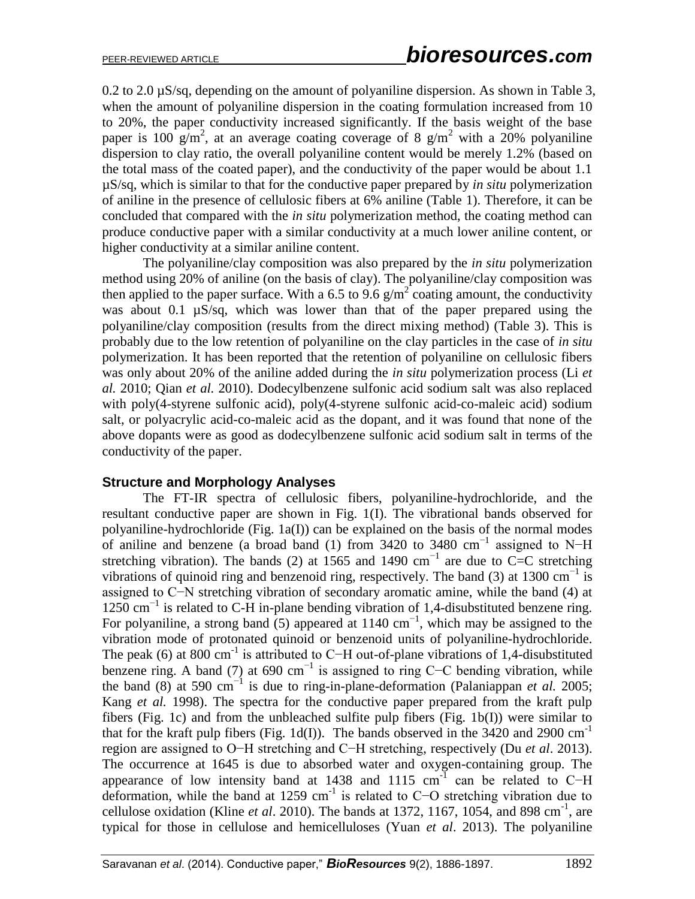0.2 to 2.0 µS/sq, depending on the amount of polyaniline dispersion. As shown in Table 3, when the amount of polyaniline dispersion in the coating formulation increased from 10 to 20%, the paper conductivity increased significantly. If the basis weight of the base paper is 100 g/m$^2$, at an average coating coverage of 8 g/m$^2$ with a 20% polyaniline dispersion to clay ratio, the overall polyaniline content would be merely 1.2% (based on the total mass of the coated paper), and the conductivity of the paper would be about 1.1 µS/sq, which is similar to that for the conductive paper prepared by *in situ* polymerization of aniline in the presence of cellulosic fibers at 6% aniline (Table 1). Therefore, it can be concluded that compared with the *in situ* polymerization method, the coating method can produce conductive paper with a similar conductivity at a much lower aniline content, or higher conductivity at a similar aniline content.

The polyaniline/clay composition was also prepared by the *in situ* polymerization method using 20% of aniline (on the basis of clay). The polyaniline/clay composition was then applied to the paper surface. With a 6.5 to 9.6 g/m$^2$ coating amount, the conductivity was about 0.1 µS/sq, which was lower than that of the paper prepared using the polyaniline/clay composition (results from the direct mixing method) (Table 3). This is probably due to the low retention of polyaniline on the clay particles in the case of *in situ* polymerization. It has been reported that the retention of polyaniline on cellulosic fibers was only about 20% of the aniline added during the *in situ* polymerization process (Li *et al.* 2010; Qian *et al.* 2010). Dodecylbenzene sulfonic acid sodium salt was also replaced with poly(4-styrene sulfonic acid), poly(4-styrene sulfonic acid-co-maleic acid) sodium salt, or polyacrylic acid-co-maleic acid as the dopant, and it was found that none of the above dopants were as good as dodecylbenzene sulfonic acid sodium salt in terms of the conductivity of the paper.

## Structure and Morphology Analyses

The FT-IR spectra of cellulosic fibers, polyaniline-hydrochloride, and the resultant conductive paper are shown in Fig. 1(I). The vibrational bands observed for polyaniline-hydrochloride (Fig. 1a(I)) can be explained on the basis of the normal modes of aniline and benzene (a broad band (1) from 3420 to 3480 cm$^{-1}$ assigned to N−H stretching vibration). The bands (2) at 1565 and 1490 cm$^{-1}$ are due to C=C stretching vibrations of quinoid ring and benzenoid ring, respectively. The band (3) at 1300 cm$^{-1}$ is assigned to C−N stretching vibration of secondary aromatic amine, while the band (4) at 1250 cm$^{-1}$ is related to C-H in-plane bending vibration of 1,4-disubstituted benzene ring. For polyaniline, a strong band (5) appeared at 1140 cm$^{-1}$, which may be assigned to the vibration mode of protonated quinoid or benzenoid units of polyaniline-hydrochloride. The peak (6) at 800 cm$^{-1}$ is attributed to C−H out-of-plane vibrations of 1,4-disubstituted benzene ring. A band (7) at 690 cm$^{-1}$ is assigned to ring C−C bending vibration, while the band (8) at 590 cm$^{-1}$ is due to ring-in-plane-deformation (Palaniappan *et al.* 2005; Kang *et al.* 1998). The spectra for the conductive paper prepared from the kraft pulp fibers (Fig. 1c) and from the unbleached sulfite pulp fibers (Fig. 1b(I)) were similar to that for the kraft pulp fibers (Fig. 1d(I)). The bands observed in the 3420 and 2900 cm$^{-1}$ region are assigned to O−H stretching and C−H stretching, respectively (Du *et al*. 2013). The occurrence at 1645 is due to absorbed water and oxygen-containing group. The appearance of low intensity band at 1438 and 1115 cm$^{-1}$ can be related to C−H deformation, while the band at 1259 cm$^{-1}$ is related to C−O stretching vibration due to cellulose oxidation (Kline *et al*. 2010). The bands at 1372, 1167, 1054, and 898 cm$^{-1}$, are typical for those in cellulose and hemicelluloses (Yuan *et al*. 2013). The polyaniline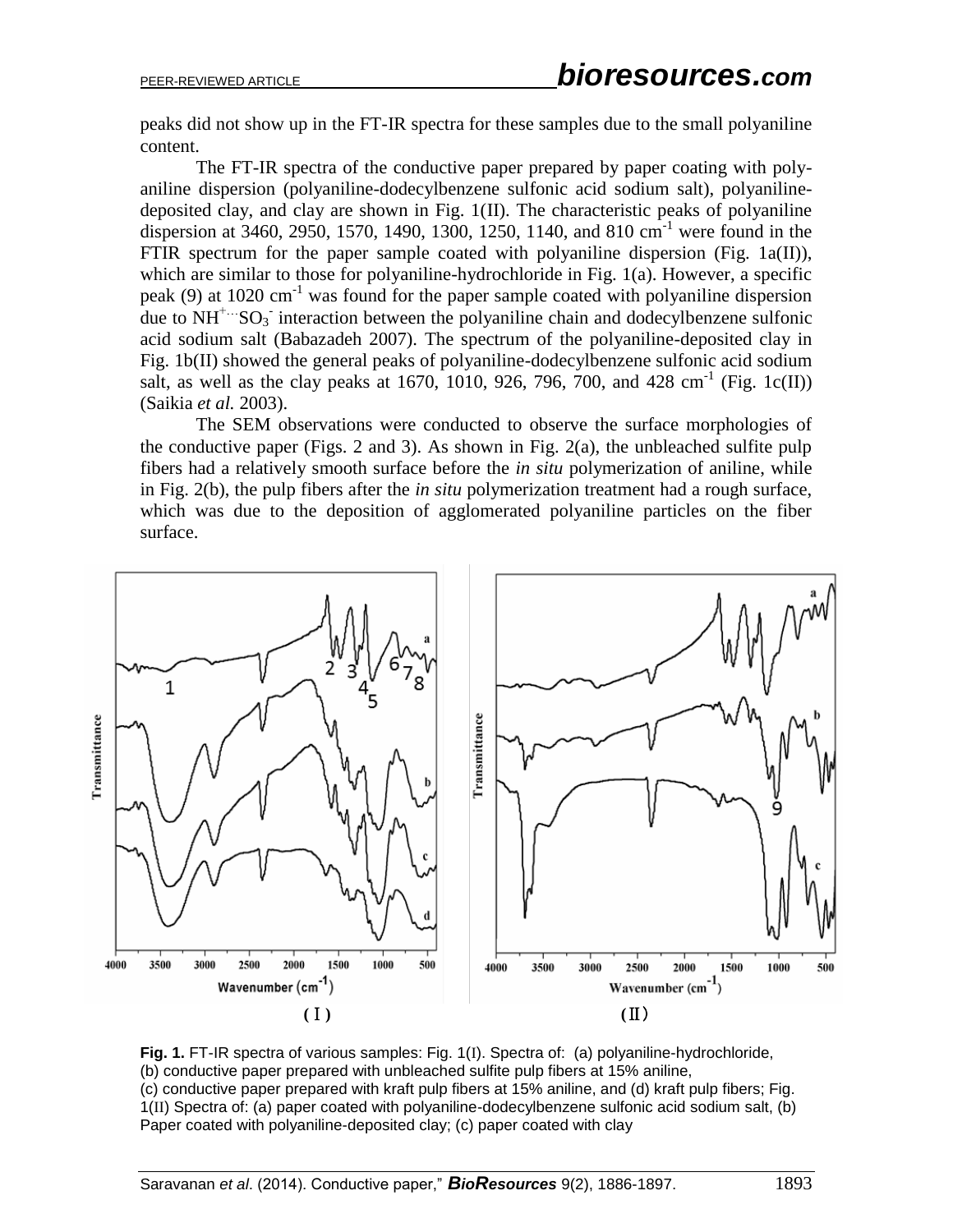peaks did not show up in the FT-IR spectra for these samples due to the small polyaniline content.

The FT-IR spectra of the conductive paper prepared by paper coating with polyaniline dispersion (polyaniline-dodecylbenzene sulfonic acid sodium salt), polyaniline-deposited clay, and clay are shown in Fig. 1(II). The characteristic peaks of polyaniline dispersion at 3460, 2950, 1570, 1490, 1300, 1250, 1140, and 810 $cm^{-1}$ were found in the FTIR spectrum for the paper sample coated with polyaniline dispersion (Fig. 1a(II)), which are similar to those for polyaniline-hydrochloride in Fig. 1(a). However, a specific peak (9) at 1020 $cm^{-1}$ was found for the paper sample coated with polyaniline dispersion due to $NH^{+}\cdots SO_3^{-}$ interaction between the polyaniline chain and dodecylbenzene sulfonic acid sodium salt (Babazadeh 2007). The spectrum of the polyaniline-deposited clay in Fig. 1b(II) showed the general peaks of polyaniline-dodecylbenzene sulfonic acid sodium salt, as well as the clay peaks at 1670, 1010, 926, 796, 700, and 428 $cm^{-1}$ (Fig. 1c(II)) (Saikia *et al.* 2003).

The SEM observations were conducted to observe the surface morphologies of the conductive paper (Figs. 2 and 3). As shown in Fig. 2(a), the unbleached sulfite pulp fibers had a relatively smooth surface before the *in situ* polymerization of aniline, while in Fig. 2(b), the pulp fibers after the *in situ* polymerization treatment had a rough surface, which was due to the deposition of agglomerated polyaniline particles on the fiber surface.

**Fig. 1.** FT-IR spectra of various samples: Fig. 1(I). Spectra of: (a) polyaniline-hydrochloride, (b) conductive paper prepared with unbleached sulfite pulp fibers at 15% aniline, (c) conductive paper prepared with kraft pulp fibers at 15% aniline, and (d) kraft pulp fibers; Fig. 1(II) Spectra of: (a) paper coated with polyaniline-dodecylbenzene sulfonic acid sodium salt, (b) Paper coated with polyaniline-deposited clay; (c) paper coated with clay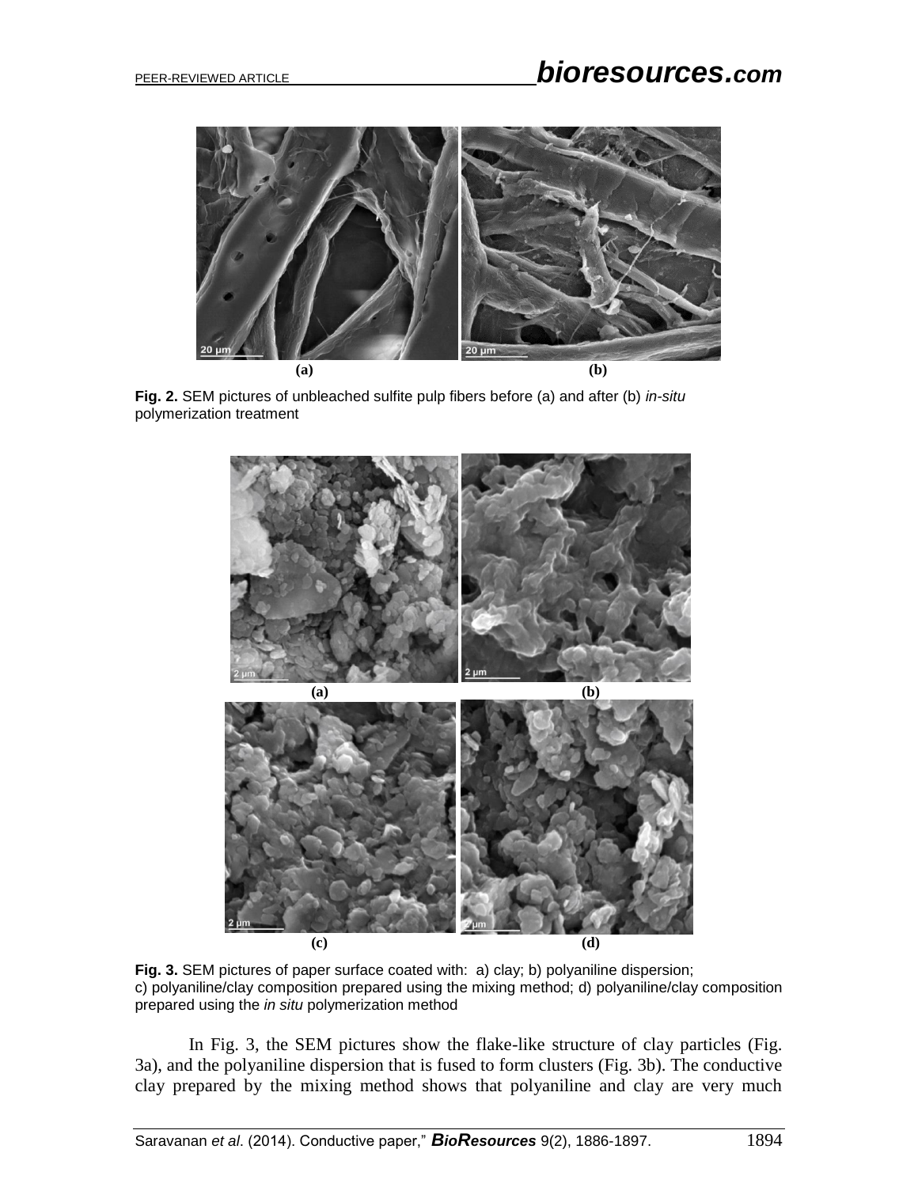**Fig. 2.** SEM pictures of unbleached sulfite pulp fibers before (a) and after (b) *in-situ* polymerization treatment

**Fig. 3.** SEM pictures of paper surface coated with: a) clay; b) polyaniline dispersion; c) polyaniline/clay composition prepared using the mixing method; d) polyaniline/clay composition prepared using the *in situ* polymerization method

In Fig. 3, the SEM pictures show the flake-like structure of clay particles (Fig. 3a), and the polyaniline dispersion that is fused to form clusters (Fig. 3b). The conductive clay prepared by the mixing method shows that polyaniline and clay are very much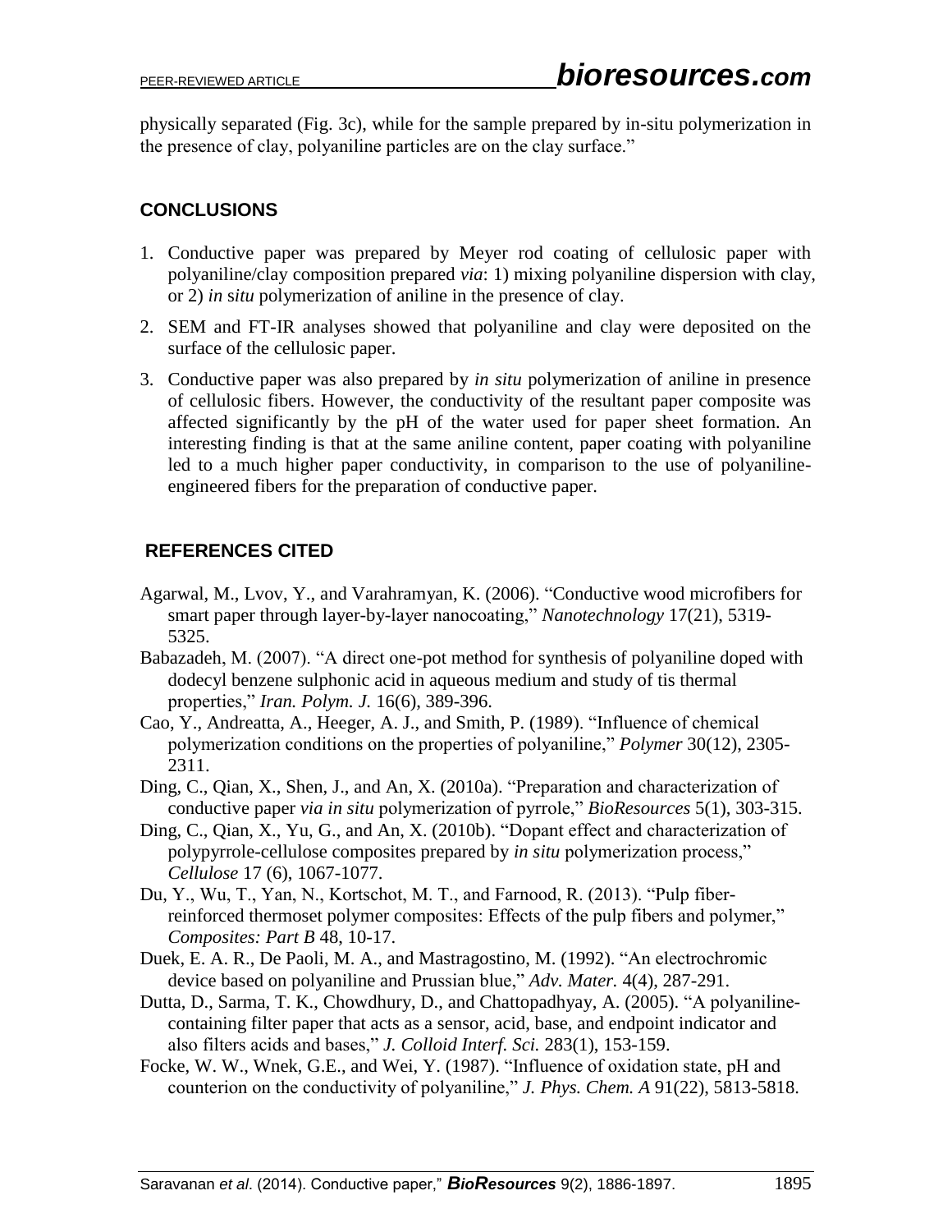physically separated (Fig. 3c), while for the sample prepared by in-situ polymerization in the presence of clay, polyaniline particles are on the clay surface."

## CONCLUSIONS

1. Conductive paper was prepared by Meyer rod coating of cellulosic paper with polyaniline/clay composition prepared *via*: 1) mixing polyaniline dispersion with clay, or 2) *in situ* polymerization of aniline in the presence of clay.
2. SEM and FT-IR analyses showed that polyaniline and clay were deposited on the surface of the cellulosic paper.
3. Conductive paper was also prepared by *in situ* polymerization of aniline in presence of cellulosic fibers. However, the conductivity of the resultant paper composite was affected significantly by the pH of the water used for paper sheet formation. An interesting finding is that at the same aniline content, paper coating with polyaniline led to a much higher paper conductivity, in comparison to the use of polyaniline-engineered fibers for the preparation of conductive paper.

## REFERENCES CITED

Agarwal, M., Lvov, Y., and Varahramyan, K. (2006). "Conductive wood microfibers for smart paper through layer-by-layer nanocoating," *Nanotechnology* 17(21), 5319-5325.

Babazadeh, M. (2007). "A direct one-pot method for synthesis of polyaniline doped with dodecyl benzene sulphonic acid in aqueous medium and study of tis thermal properties," *Iran. Polym. J.* 16(6), 389-396.

Cao, Y., Andreatta, A., Heeger, A. J., and Smith, P. (1989). "Influence of chemical polymerization conditions on the properties of polyaniline," *Polymer* 30(12), 2305-2311.

Ding, C., Qian, X., Shen, J., and An, X. (2010a). "Preparation and characterization of conductive paper *via in situ* polymerization of pyrrole," *BioResources* 5(1), 303-315.

Ding, C., Qian, X., Yu, G., and An, X. (2010b). "Dopant effect and characterization of polypyrrole-cellulose composites prepared by *in situ* polymerization process," *Cellulose* 17 (6), 1067-1077.

Du, Y., Wu, T., Yan, N., Kortschot, M. T., and Farnood, R. (2013). "Pulp fiber-reinforced thermoset polymer composites: Effects of the pulp fibers and polymer," *Composites: Part B* 48, 10-17.

Duek, E. A. R., De Paoli, M. A., and Mastragostino, M. (1992). "An electrochromic device based on polyaniline and Prussian blue," *Adv. Mater.* 4(4), 287-291.

Dutta, D., Sarma, T. K., Chowdhury, D., and Chattopadhyay, A. (2005). "A polyaniline-containing filter paper that acts as a sensor, acid, base, and endpoint indicator and also filters acids and bases," *J. Colloid Interf. Sci.* 283(1), 153-159.

Focke, W. W., Wnek, G.E., and Wei, Y. (1987). "Influence of oxidation state, pH and counterion on the conductivity of polyaniline," *J. Phys. Chem. A* 91(22), 5813-5818.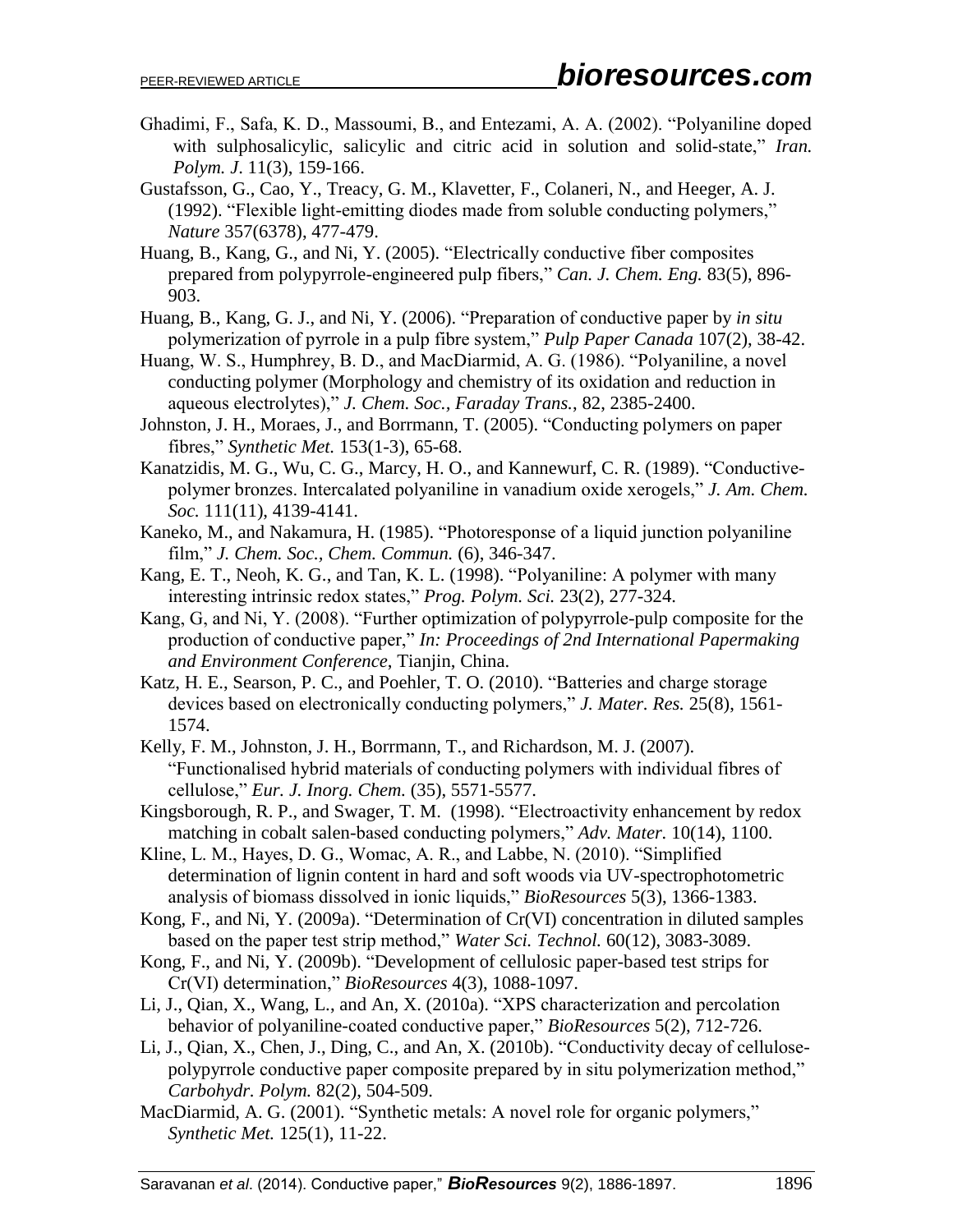Ghadimi, F., Safa, K. D., Massoumi, B., and Entezami, A. A. (2002). "Polyaniline doped with sulphosalicylic, salicylic and citric acid in solution and solid-state," *Iran. Polym. J.* 11(3), 159-166.

Gustafsson, G., Cao, Y., Treacy, G. M., Klavetter, F., Colaneri, N., and Heeger, A. J. (1992). "Flexible light-emitting diodes made from soluble conducting polymers," *Nature* 357(6378), 477-479.

Huang, B., Kang, G., and Ni, Y. (2005). "Electrically conductive fiber composites prepared from polypyrrole-engineered pulp fibers," *Can. J. Chem. Eng.* 83(5), 896-903.

Huang, B., Kang, G. J., and Ni, Y. (2006). "Preparation of conductive paper by *in situ* polymerization of pyrrole in a pulp fibre system," *Pulp Paper Canada* 107(2), 38-42.

Huang, W. S., Humphrey, B. D., and MacDiarmid, A. G. (1986). "Polyaniline, a novel conducting polymer (Morphology and chemistry of its oxidation and reduction in aqueous electrolytes)," *J. Chem. Soc., Faraday Trans.,* 82, 2385-2400.

Johnston, J. H., Moraes, J., and Borrmann, T. (2005). "Conducting polymers on paper fibres," *Synthetic Met.* 153(1-3), 65-68.

Kanatzidis, M. G., Wu, C. G., Marcy, H. O., and Kannewurf, C. R. (1989). "Conductive-polymer bronzes. Intercalated polyaniline in vanadium oxide xerogels," *J. Am. Chem. Soc.* 111(11), 4139-4141.

Kaneko, M., and Nakamura, H. (1985). "Photoresponse of a liquid junction polyaniline film," *J. Chem. Soc., Chem. Commun.* (6), 346-347.

Kang, E. T., Neoh, K. G., and Tan, K. L. (1998). "Polyaniline: A polymer with many interesting intrinsic redox states," *Prog. Polym. Sci.* 23(2), 277-324.

Kang, G, and Ni, Y. (2008). "Further optimization of polypyrrole-pulp composite for the production of conductive paper," *In: Proceedings of 2nd International Papermaking and Environment Conference*, Tianjin, China.

Katz, H. E., Searson, P. C., and Poehler, T. O. (2010). "Batteries and charge storage devices based on electronically conducting polymers," *J. Mater. Res.* 25(8), 1561-1574.

Kelly, F. M., Johnston, J. H., Borrmann, T., and Richardson, M. J. (2007). "Functionalised hybrid materials of conducting polymers with individual fibres of cellulose," *Eur. J. Inorg. Chem.* (35), 5571-5577.

Kingsborough, R. P., and Swager, T. M. (1998). "Electroactivity enhancement by redox matching in cobalt salen-based conducting polymers," *Adv. Mater.* 10(14), 1100.

Kline, L. M., Hayes, D. G., Womac, A. R., and Labbe, N. (2010). "Simplified determination of lignin content in hard and soft woods via UV-spectrophotometric analysis of biomass dissolved in ionic liquids," *BioResources* 5(3), 1366-1383.

Kong, F., and Ni, Y. (2009a). "Determination of Cr(VI) concentration in diluted samples based on the paper test strip method," *Water Sci. Technol.* 60(12), 3083-3089.

Kong, F., and Ni, Y. (2009b). "Development of cellulosic paper-based test strips for Cr(VI) determination," *BioResources* 4(3), 1088-1097.

Li, J., Qian, X., Wang, L., and An, X. (2010a). "XPS characterization and percolation behavior of polyaniline-coated conductive paper," *BioResources* 5(2), 712-726.

Li, J., Qian, X., Chen, J., Ding, C., and An, X. (2010b). "Conductivity decay of cellulose-polypyrrole conductive paper composite prepared by in situ polymerization method," *Carbohydr. Polym.* 82(2), 504-509.

MacDiarmid, A. G. (2001). "Synthetic metals: A novel role for organic polymers," *Synthetic Met.* 125(1), 11-22.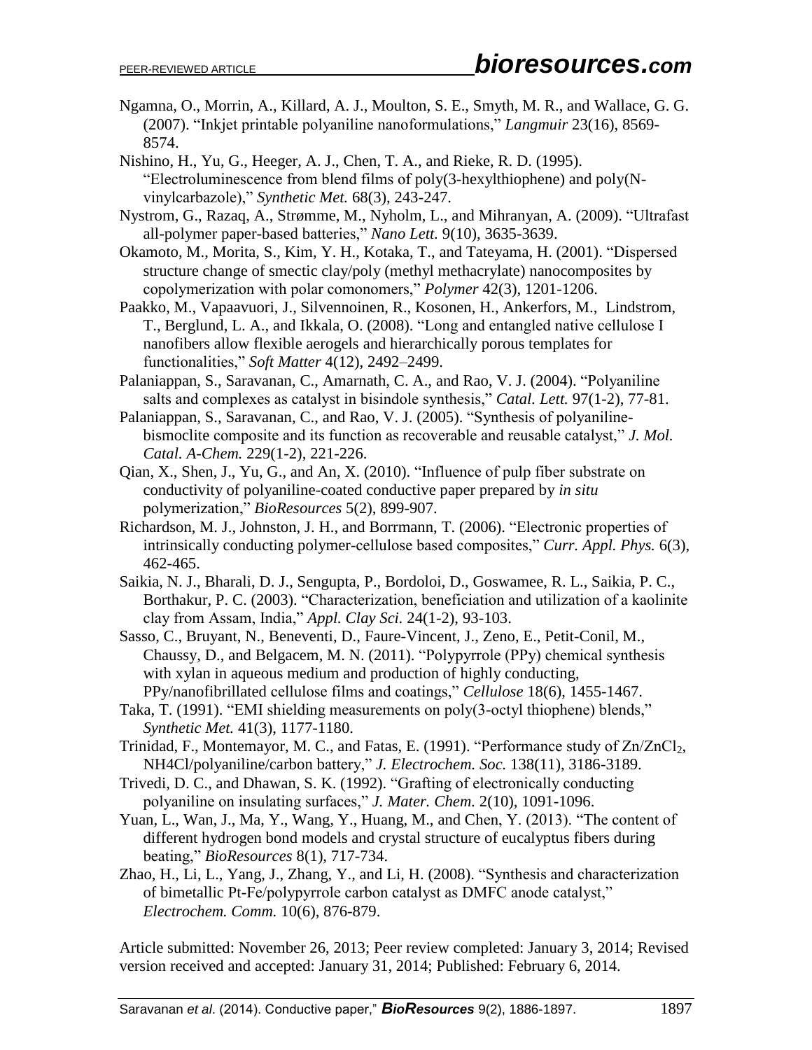Ngamna, O., Morrin, A., Killard, A. J., Moulton, S. E., Smyth, M. R., and Wallace, G. G. (2007). "Inkjet printable polyaniline nanoformulations," *Langmuir* 23(16), 8569-8574.

Nishino, H., Yu, G., Heeger, A. J., Chen, T. A., and Rieke, R. D. (1995). "Electroluminescence from blend films of poly(3-hexylthiophene) and poly(N-vinylcarbazole)," *Synthetic Met.* 68(3), 243-247.

Nystrom, G., Razaq, A., Strømme, M., Nyholm, L., and Mihranyan, A. (2009). "Ultrafast all-polymer paper-based batteries," *Nano Lett.* 9(10), 3635-3639.

Okamoto, M., Morita, S., Kim, Y. H., Kotaka, T., and Tateyama, H. (2001). "Dispersed structure change of smectic clay/poly (methyl methacrylate) nanocomposites by copolymerization with polar comonomers," *Polymer* 42(3), 1201-1206.

Paakko, M., Vapaavuori, J., Silvennoinen, R., Kosonen, H., Ankerfors, M., Lindstrom, T., Berglund, L. A., and Ikkala, O. (2008). "Long and entangled native cellulose I nanofibers allow flexible aerogels and hierarchically porous templates for functionalities," *Soft Matter* 4(12), 2492–2499.

Palaniappan, S., Saravanan, C., Amarnath, C. A., and Rao, V. J. (2004). "Polyaniline salts and complexes as catalyst in bisindole synthesis," *Catal. Lett.* 97(1-2), 77-81.

Palaniappan, S., Saravanan, C., and Rao, V. J. (2005). "Synthesis of polyaniline-bismoclite composite and its function as recoverable and reusable catalyst," *J. Mol. Catal. A-Chem.* 229(1-2), 221-226.

Qian, X., Shen, J., Yu, G., and An, X. (2010). "Influence of pulp fiber substrate on conductivity of polyaniline-coated conductive paper prepared by *in situ* polymerization," *BioResources* 5(2), 899-907.

Richardson, M. J., Johnston, J. H., and Borrmann, T. (2006). "Electronic properties of intrinsically conducting polymer-cellulose based composites," *Curr. Appl. Phys.* 6(3), 462-465.

Saikia, N. J., Bharali, D. J., Sengupta, P., Bordoloi, D., Goswamee, R. L., Saikia, P. C., Borthakur, P. C. (2003). "Characterization, beneficiation and utilization of a kaolinite clay from Assam, India," *Appl. Clay Sci.* 24(1-2), 93-103.

Sasso, C., Bruyant, N., Beneventi, D., Faure-Vincent, J., Zeno, E., Petit-Conil, M., Chaussy, D., and Belgacem, M. N. (2011). "Polypyrrole (PPy) chemical synthesis with xylan in aqueous medium and production of highly conducting, PPy/nanofibrillated cellulose films and coatings," *Cellulose* 18(6), 1455-1467.

Taka, T. (1991). "EMI shielding measurements on poly(3-octyl thiophene) blends," *Synthetic Met.* 41(3), 1177-1180.

Trinidad, F., Montemayor, M. C., and Fatas, E. (1991). "Performance study of $Zn/ZnCl_2$, NH4Cl/polyaniline/carbon battery," *J. Electrochem. Soc.* 138(11), 3186-3189.

Trivedi, D. C., and Dhawan, S. K. (1992). "Grafting of electronically conducting polyaniline on insulating surfaces," *J. Mater. Chem.* 2(10), 1091-1096.

Yuan, L., Wan, J., Ma, Y., Wang, Y., Huang, M., and Chen, Y. (2013). "The content of different hydrogen bond models and crystal structure of eucalyptus fibers during beating," *BioResources* 8(1), 717-734.

Zhao, H., Li, L., Yang, J., Zhang, Y., and Li, H. (2008). "Synthesis and characterization of bimetallic Pt-Fe/polypyrrole carbon catalyst as DMFC anode catalyst," *Electrochem. Comm.* 10(6), 876-879.

Article submitted: November 26, 2013; Peer review completed: January 3, 2014; Revised version received and accepted: January 31, 2014; Published: February 6, 2014.